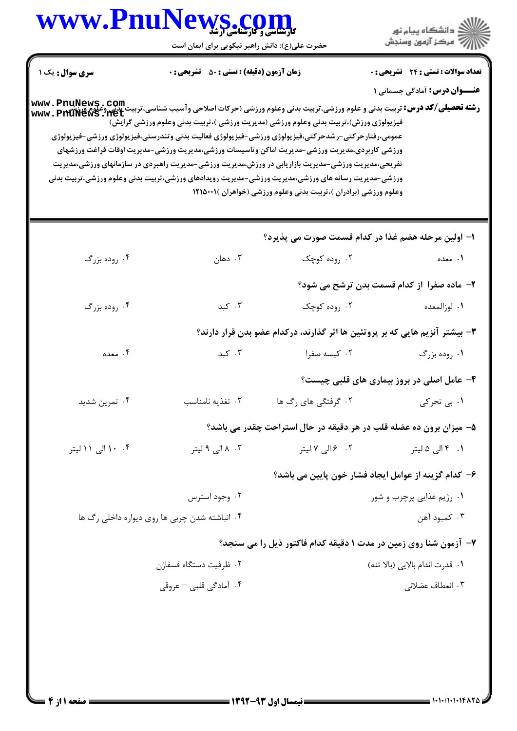**سری سوال:** یک ۱

**زمان آزمون (دقیقه) : تستی : ۵۰ تشریحی : ۰**

**تعداد سوالات : تستی : ۲۴ تشریحی : ۰**

**عنـــوان درس:** آمادگی جسمانی ۱

**رشته تحصیلی/کد درس:** تربیت بدنی و علوم ورزشی،تربیت بدنی وعلوم ورزشی (حرکات اصلاحی وآسیب شناسی،تربیت بدنی وعلوم ورزشی فیزیولوژی ورزش)،تربیت بدنی وعلوم ورزشی (مدیریت ورزشی )،تربیت بدنی وعلوم ورزشی گرایش) عمومی،رفتارحرکتی-رشدحرکتی،فیزیولوژی ورزشی-فیزیولوژی فعالیت بدنی وتندرستی،فیزیولوژی ورزشی-فیزیولوژی ورزشی کاربردی،مدیریت ورزشی-مدیریت اماکن وتاسیسات ورزشی،مدیریت ورزشی-مدیریت اوقات فراغت ورزشهای تفریحی،مدیریت ورزشی-مدیریت بازاریابی در ورزش،مدیریت ورزشی-مدیریت راهبردی در سازمانهای ورزشی،مدیریت ورزشی-مدیریت رسانه های ورزشی،مدیریت ورزشی-مدیریت رویدادهای ورزشی،تربیت بدنی وعلوم ورزشی،تربیت بدنی وعلوم ورزشی (برادران )،تربیت بدنی وعلوم ورزشی (خواهران )۱۲۱۵۰۰۱

---

۱- اولین مرحله هضم غذا در کدام قسمت صورت می پذیرد؟

۱. معده  ۲. روده کوچک  ۳. دهان  ۴. روده بزرگ

۲- ماده صفرا از کدام قسمت بدن ترشح می شود؟

۱. لوزالمعده  ۲. روده کوچک  ۳. کبد  ۴. روده بزرگ

۳- بیشتر آنزیم هایی که بر پروتئین ها اثر گذارند، درکدام عضو بدن قرار دارند؟

۱. روده بزرگ  ۲. کیسه صفرا  ۳. کبد  ۴. معده

۴- عامل اصلی در بروز بیماری های قلبی چیست؟

۱. بی تحرکی  ۲. گرفتگی های رگ ها  ۳. تغذیه نامناسب  ۴. تمرین شدید

۵- میزان برون ده عضله قلب در هر دقیقه در حال استراحت چقدر می باشد؟

۱. ۴ الی ۵ لیتر  ۲. ۶ الی ۷ لیتر  ۳. ۸ الی ۹ لیتر  ۴. ۱۰ الی ۱۱ لیتر

۶- کدام گزینه از عوامل ایجاد فشار خون پایین می باشد؟

۱. رژیم غذایی پرچرب و شور  ۲. وجود استرس  
۳. کمبود آهن  ۴. انباشته شدن چربی ها روی دیواره داخلی رگ ها

۷- آزمون شنا روی زمین در مدت ۱ دقیقه کدام فاکتور ذیل را می سنجد؟

۱. قدرت اندام بالایی (بالا تنه)  ۲. ظرفیت دستگاه فسفاژن  
۳. انعطاف عضلانی  ۴. آمادگی قلبی – عروقی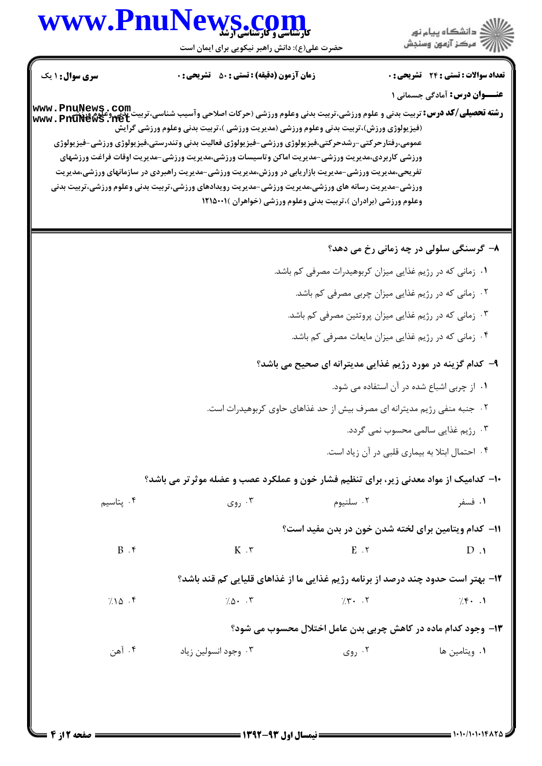**تعداد سوالات : تستی : ۲۴ تشریحی : ۰** **زمان آزمون (دقیقه) : تستی : ۵۰ تشریحی : ۰** **سری سوال : ۱ یک**

**عنـــوان درس:** آمادگی جسمانی ۱

**رشته تحصیلی/کد درس:** تربیت بدنی و علوم ورزشی،تربیت بدنی وعلوم ورزشی (حرکات اصلاحی وآسیب شناسی،تربیت بدنی وعلوم ورزشی (فیزیولوژی ورزش)،تربیت بدنی وعلوم ورزشی (مدیریت ورزشی )،تربیت بدنی وعلوم ورزشی گرایش عمومی،رفتارحرکتی-رشدحرکتی،فیزیولوژی ورزشی-فیزیولوژی فعالیت بدنی وتندرستی،فیزیولوژی ورزشی-فیزیولوژی ورزشی کاربردی،مدیریت ورزشی-مدیریت اماکن وتاسیسات ورزشی،مدیریت ورزشی-مدیریت اوقات فراغت ورزشهای تفریحی،مدیریت ورزشی-مدیریت بازاریابی در ورزش،مدیریت ورزشی-مدیریت راهبردی در سازمانهای ورزشی،مدیریت ورزشی-مدیریت رسانه های ورزشی،مدیریت ورزشی-مدیریت رویدادهای ورزشی،تربیت بدنی وعلوم ورزشی،تربیت بدنی وعلوم ورزشی (برادران )،تربیت بدنی وعلوم ورزشی (خواهران )۱۲۱۵۰۰۱

---

**۸- گرسنگی سلولی در چه زمانی رخ می دهد؟**

۱. زمانی که در رژیم غذایی میزان کربوهیدرات مصرفی کم باشد.

۲. زمانی که در رژیم غذایی میزان چربی مصرفی کم باشد.

۳. زمانی که در رژیم غذایی میزان پروتئین مصرفی کم باشد.

۴. زمانی که در رژیم غذایی میزان مایعات مصرفی کم باشد.

**۹- کدام گزینه در مورد رژیم غذایی مدیترانه ای صحیح می باشد؟**

۱. از چربی اشباع شده در آن استفاده می شود.

۲. جنبه منفی رژیم مدیترانه ای مصرف بیش از حد غذاهای حاوی کربوهیدرات است.

۳. رژیم غذایی سالمی محسوب نمی گردد.

۴. احتمال ابتلا به بیماری قلبی در آن زیاد است.

**۱۰- کدامیک از مواد معدنی زیر، برای تنظیم فشار خون و عملکرد عصب و عضله موثر تر می باشد؟**

۱. فسفر ۲. سلنیوم ۳. روی ۴. پتاسیم

**۱۱- کدام ویتامین برای لخته شدن خون در بدن مفید است؟**

۱. D ۲. E ۳. K ۴. B

**۱۲- بهتر است حدود چند درصد از برنامه رژیم غذایی ما از غذاهای قلیایی کم قند باشد؟**

۱. ٪۴۰ ۲. ٪۳۰ ۳. ٪۵۰ ۴. ٪۱۵

**۱۳- وجود کدام ماده در کاهش چربی بدن عامل اختلال محسوب می شود؟**

۱. ویتامین ها ۲. روی ۳. وجود انسولین زیاد ۴. آهن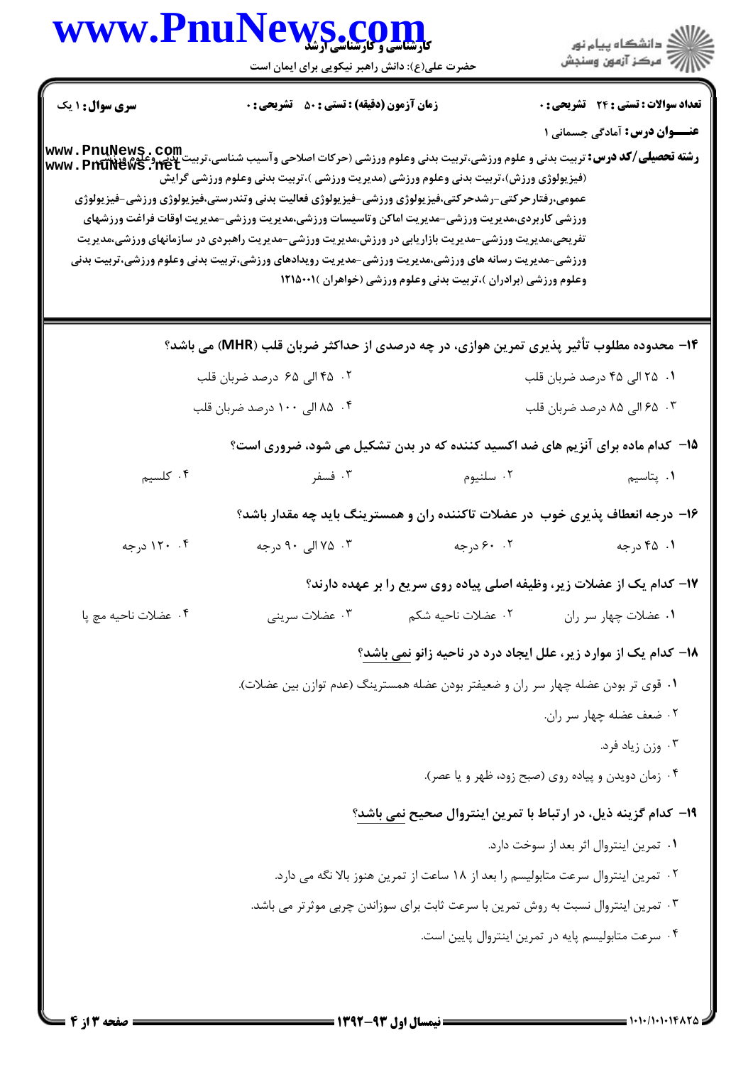**سری سوال:** ۱ یک

**زمان آزمون (دقیقه) : تستی : ۵۰ تشریحی : ۰**

**تعداد سوالات : تستی : ۲۴ تشریحی : ۰**

**عنـــوان درس:** آمادگی جسمانی ۱

**رشته تحصیلی/کد درس:** تربیت بدنی و علوم ورزشی،تربیت بدنی وعلوم ورزشی (حرکات اصلاحی وآسیب شناسی،تربیت بدنی وعلوم ورزشی (فیزیولوژی ورزش)،تربیت بدنی وعلوم ورزشی (مدیریت ورزشی )،تربیت بدنی وعلوم ورزشی گرایش عمومی،رفتارحرکتی-رشدحرکتی،فیزیولوژی ورزشی-فیزیولوژی فعالیت بدنی وتندرستی،فیزیولوژی ورزشی-فیزیولوژی ورزشی کاربردی،مدیریت ورزشی-مدیریت اماکن وتاسیسات ورزشی،مدیریت ورزشی-مدیریت اوقات فراغت ورزشهای تفریحی،مدیریت ورزشی-مدیریت بازاریابی در ورزش،مدیریت ورزشی-مدیریت راهبردی در سازمانهای ورزشی،مدیریت ورزشی-مدیریت رسانه های ورزشی،مدیریت ورزشی-مدیریت رویدادهای ورزشی،تربیت بدنی وعلوم ورزشی،تربیت بدنی وعلوم ورزشی (برادران )،تربیت بدنی وعلوم ورزشی (خواهران )۱۲۱۵۰۰۱

۱۴- محدوده مطلوب تأثیر پذیری تمرین هوازی، در چه درصدی از حداکثر ضربان قلب (MHR) می باشد؟

۱. ۲۵ الی ۴۵ درصد ضربان قلب
۲. ۴۵ الی ۶۵ درصد ضربان قلب
۳. ۶۵ الی ۸۵ درصد ضربان قلب
۴. ۸۵ الی ۱۰۰ درصد ضربان قلب

۱۵- کدام ماده برای آنزیم های ضد اکسید کننده که در بدن تشکیل می شود، ضروری است؟

۱. پتاسیم
۲. سلنیوم
۳. فسفر
۴. کلسیم

۱۶- درجه انعطاف پذیری خوب در عضلات تاکننده ران و همسترینگ باید چه مقدار باشد؟

۱. ۴۵ درجه
۲. ۶۰ درجه
۳. ۷۵ الی ۹۰ درجه
۴. ۱۲۰ درجه

۱۷- کدام یک از عضلات زیر، وظیفه اصلی پیاده روی سریع را بر عهده دارند؟

۱. عضلات چهار سر ران
۲. عضلات ناحیه شکم
۳. عضلات سرینی
۴. عضلات ناحیه مچ پا

۱۸- کدام یک از موارد زیر، علل ایجاد درد در ناحیه زانو نمی باشد؟

۱. قوی تر بودن عضله چهار سر ران و ضعیفتر بودن عضله همسترینگ (عدم توازن بین عضلات).
۲. ضعف عضله چهار سر ران.
۳. وزن زیاد فرد.
۴. زمان دویدن و پیاده روی (صبح زود، ظهر و یا عصر).

۱۹- کدام گزینه ذیل، در ارتباط با تمرین اینتروال صحیح نمی باشد؟

۱. تمرین اینتروال اثر بعد از سوخت دارد.
۲. تمرین اینتروال سرعت متابولیسم را بعد از ۱۸ ساعت از تمرین هنوز بالا نگه می دارد.
۳. تمرین اینتروال نسبت به روش تمرین با سرعت ثابت برای سوزاندن چربی موثرتر می باشد.
۴. سرعت متابولیسم پایه در تمرین اینتروال پایین است.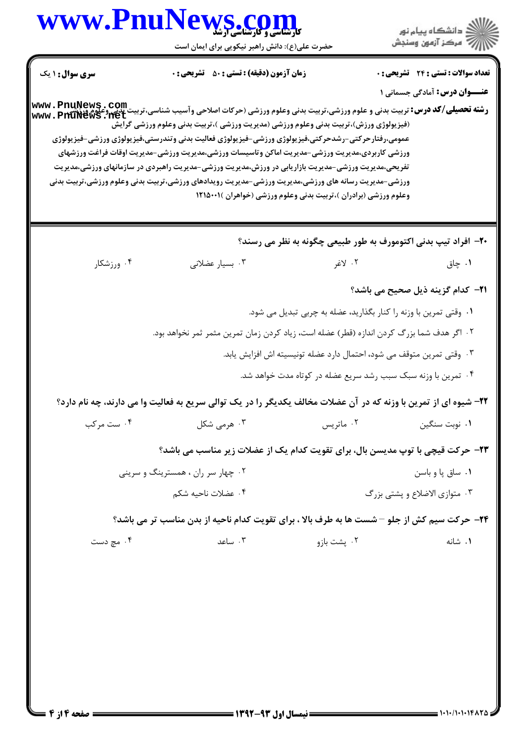**سری سوال:** ۱ یک

**زمان آزمون (دقیقه) : تستی : ۵۰ تشریحی : ۰**

**تعداد سوالات : تستی : ۲۴ تشریحی : ۰**

**عنـــوان درس:** آمادگی جسمانی ۱

**رشته تحصیلی/کد درس:** تربیت بدنی و علوم ورزشی،تربیت بدنی وعلوم ورزشی (حرکات اصلاحی وآسیب شناسی،تربیت بدنی وعلوم ورزشی (فیزیولوژی ورزش)،تربیت بدنی وعلوم ورزشی (مدیریت ورزشی )،تربیت بدنی وعلوم ورزشی گرایش عمومی،رفتارحرکتی-رشدحرکتی،فیزیولوژی ورزشی-فیزیولوژی فعالیت بدنی وتندرستی،فیزیولوژی ورزشی-فیزیولوژی ورزشی کاربردی،مدیریت ورزشی-مدیریت اماکن وتاسیسات ورزشی،مدیریت ورزشی-مدیریت اوقات فراغت ورزشهای تفریحی،مدیریت ورزشی-مدیریت بازاریابی در ورزش،مدیریت ورزشی-مدیریت راهبردی در سازمانهای ورزشی،مدیریت ورزشی-مدیریت رسانه های ورزشی،مدیریت ورزشی-مدیریت رویدادهای ورزشی،تربیت بدنی وعلوم ورزشی،تربیت بدنی وعلوم ورزشی (برادران )،تربیت بدنی وعلوم ورزشی (خواهران )۱۲۱۵۰۰۱

**۲۰- افراد تیپ بدنی اکتومورف به طور طبیعی چگونه به نظر می رسند؟**

۱. چاق

۲. لاغر

۳. بسیار عضلانی

۴. ورزشکار

**۲۱- کدام گزینه ذیل صحیح می باشد؟**

۱. وقتی تمرین با وزنه را کنار بگذارید، عضله به چربی تبدیل می شود.

۲. اگر هدف شما بزرگ کردن اندازه (قطر) عضله است، زیاد کردن زمان تمرین مثمر ثمر نخواهد بود.

۳. وقتی تمرین متوقف می شود، احتمال دارد عضله تونیسیته اش افزایش یابد.

۴. تمرین با وزنه سبک سبب رشد سریع عضله در کوتاه مدت خواهد شد.

**۲۲- شیوه ای از تمرین با وزنه که در آن عضلات مخالف یکدیگر را در یک توالی سریع به فعالیت وا می دارند، چه نام دارد؟**

۱. نوبت سنگین

۲. ماتریس

۳. هرمی شکل

۴. ست مرکب

**۲۳- حرکت قیچی با توپ مدیسن بال، برای تقویت کدام یک از عضلات زیر مناسب می باشد؟**

۱. ساق پا و باسن

۲. چهار سر ران ، همسترینگ و سرینی

۳. متوازی الاضلاع و پشتی بزرگ

۴. عضلات ناحیه شکم

**۲۴- حرکت سیم کش از جلو – شست ها به طرف بالا ، برای تقویت کدام ناحیه از بدن مناسب تر می باشد؟**

۱. شانه

۲. پشت بازو

۳. ساعد

۴. مچ دست